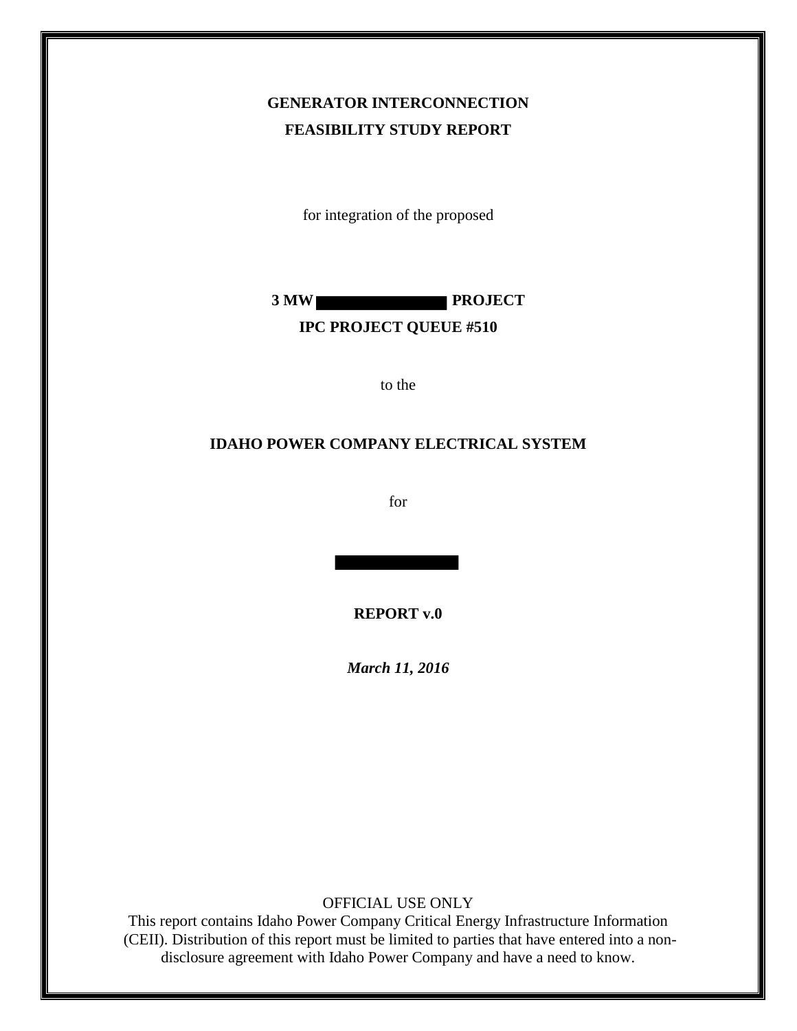**GENERATOR INTERCONNECTION**

**FEASIBILITY STUDY REPORT**

for integration of the proposed

**3 MW ██████████ PROJECT**

**IPC PROJECT QUEUE #510**

to the

**IDAHO POWER COMPANY ELECTRICAL SYSTEM**

for

██████████

**REPORT v.0**

***March 11, 2016***

OFFICIAL USE ONLY

This report contains Idaho Power Company Critical Energy Infrastructure Information (CEII). Distribution of this report must be limited to parties that have entered into a non-disclosure agreement with Idaho Power Company and have a need to know.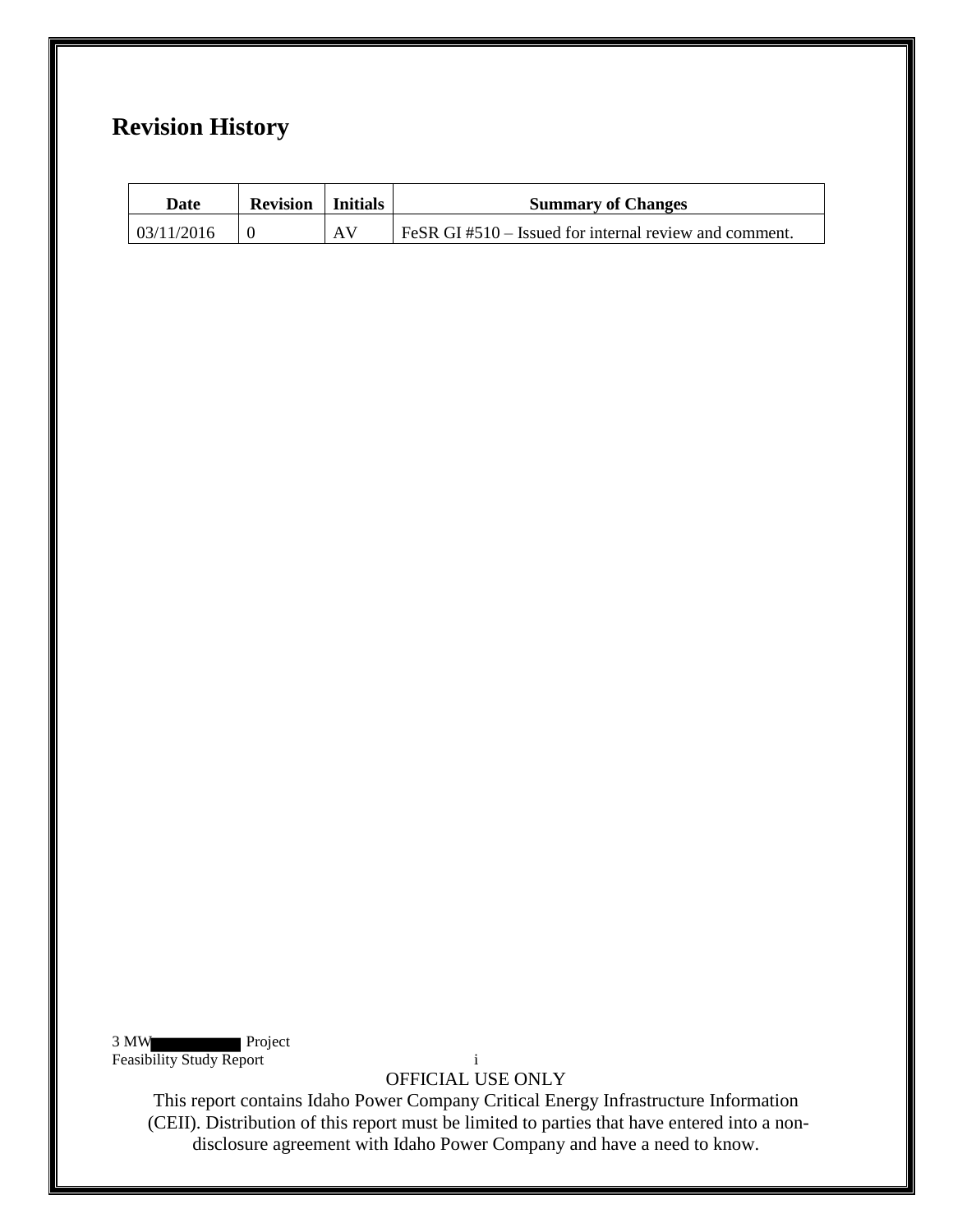# Revision History

| Date | Revision | Initials | Summary of Changes |
| --- | --- | --- | --- |
| 03/11/2016 | 0 | AV | FeSR GI #510 – Issued for internal review and comment. |

OFFICIAL USE ONLY

This report contains Idaho Power Company Critical Energy Infrastructure Information (CEII). Distribution of this report must be limited to parties that have entered into a non-disclosure agreement with Idaho Power Company and have a need to know.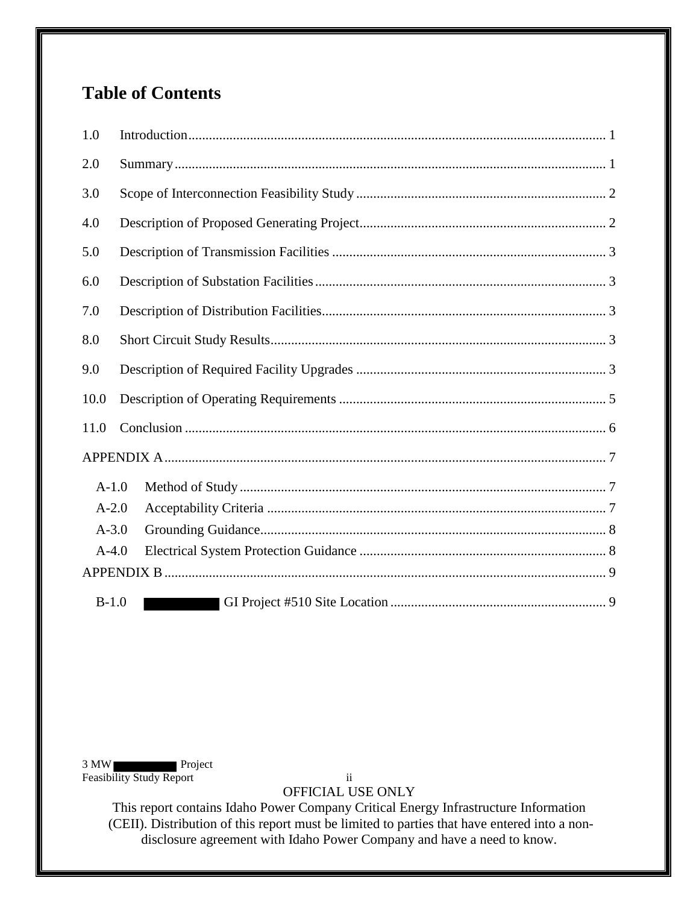# Table of Contents

1.0 Introduction ........................................................................................................ 1

2.0 Summary ............................................................................................................ 1

3.0 Scope of Interconnection Feasibility Study ........................................................ 2

4.0 Description of Proposed Generating Project ....................................................... 2

5.0 Description of Transmission Facilities ............................................................... 3

6.0 Description of Substation Facilities .................................................................... 3

7.0 Description of Distribution Facilities .................................................................. 3

8.0 Short Circuit Study Results ................................................................................. 3

9.0 Description of Required Facility Upgrades ........................................................ 3

10.0 Description of Operating Requirements ............................................................. 5

11.0 Conclusion .......................................................................................................... 6

APPENDIX A ............................................................................................................... 7

- A-1.0 Method of Study ........................................................................................... 7
- A-2.0 Acceptability Criteria ................................................................................... 7
- A-3.0 Grounding Guidance .................................................................................... 8
- A-4.0 Electrical System Protection Guidance ........................................................ 8

APPENDIX B ............................................................................................................... 9

- B-1.0 [REDACTED] GI Project #510 Site Location ................................................ 9

3 MW [REDACTED] Project
Feasibility Study Report

OFFICIAL USE ONLY
This report contains Idaho Power Company Critical Energy Infrastructure Information (CEII). Distribution of this report must be limited to parties that have entered into a non-disclosure agreement with Idaho Power Company and have a need to know.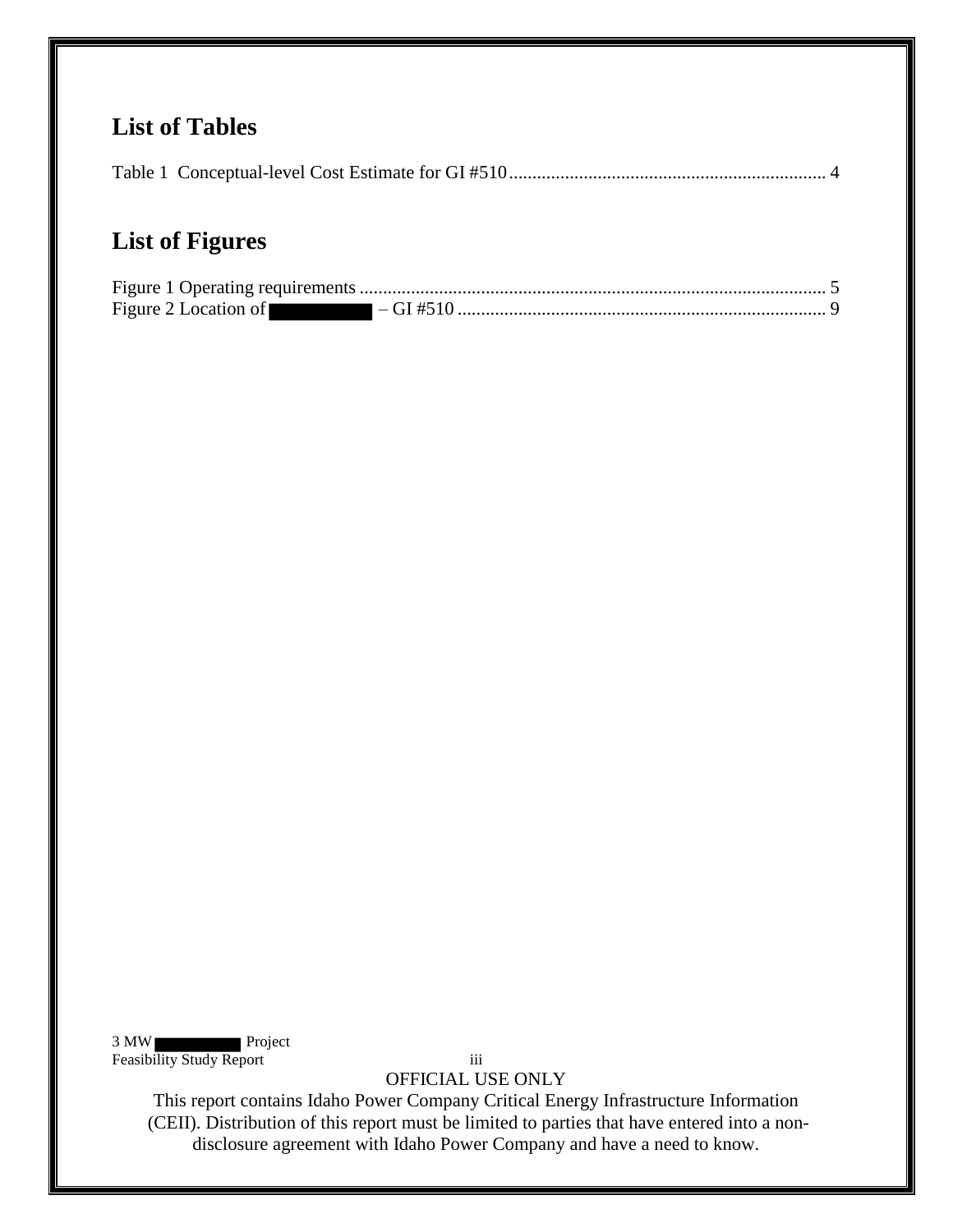## List of Tables

Table 1 Conceptual-level Cost Estimate for GI #510 .................................................................. 4

## List of Figures

Figure 1 Operating requirements .................................................................................................. 5

Figure 2 Location of [REDACTED] – GI #510 ............................................................................. 9

OFFICIAL USE ONLY

This report contains Idaho Power Company Critical Energy Infrastructure Information (CEII). Distribution of this report must be limited to parties that have entered into a non-disclosure agreement with Idaho Power Company and have a need to know.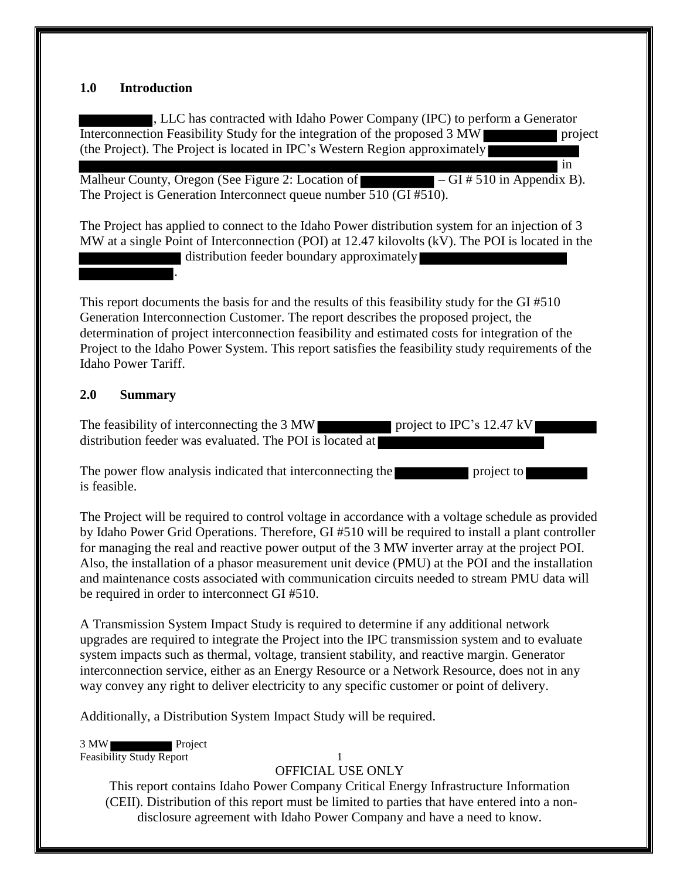## 1.0 Introduction

█████████, LLC has contracted with Idaho Power Company (IPC) to perform a Generator Interconnection Feasibility Study for the integration of the proposed 3 MW █████████ project (the Project). The Project is located in IPC's Western Region approximately █████████ in Malheur County, Oregon (See Figure 2: Location of █████████ – GI # 510 in Appendix B). The Project is Generation Interconnect queue number 510 (GI #510).

The Project has applied to connect to the Idaho Power distribution system for an injection of 3 MW at a single Point of Interconnection (POI) at 12.47 kilovolts (kV). The POI is located in the █████████ distribution feeder boundary approximately █████████.

This report documents the basis for and the results of this feasibility study for the GI #510 Generation Interconnection Customer. The report describes the proposed project, the determination of project interconnection feasibility and estimated costs for integration of the Project to the Idaho Power System. This report satisfies the feasibility study requirements of the Idaho Power Tariff.

## 2.0 Summary

The feasibility of interconnecting the 3 MW █████████ project to IPC's 12.47 kV █████████ distribution feeder was evaluated. The POI is located at █████████

The power flow analysis indicated that interconnecting the █████████ project to █████████ is feasible.

The Project will be required to control voltage in accordance with a voltage schedule as provided by Idaho Power Grid Operations. Therefore, GI #510 will be required to install a plant controller for managing the real and reactive power output of the 3 MW inverter array at the project POI. Also, the installation of a phasor measurement unit device (PMU) at the POI and the installation and maintenance costs associated with communication circuits needed to stream PMU data will be required in order to interconnect GI #510.

A Transmission System Impact Study is required to determine if any additional network upgrades are required to integrate the Project into the IPC transmission system and to evaluate system impacts such as thermal, voltage, transient stability, and reactive margin. Generator interconnection service, either as an Energy Resource or a Network Resource, does not in any way convey any right to deliver electricity to any specific customer or point of delivery.

Additionally, a Distribution System Impact Study will be required.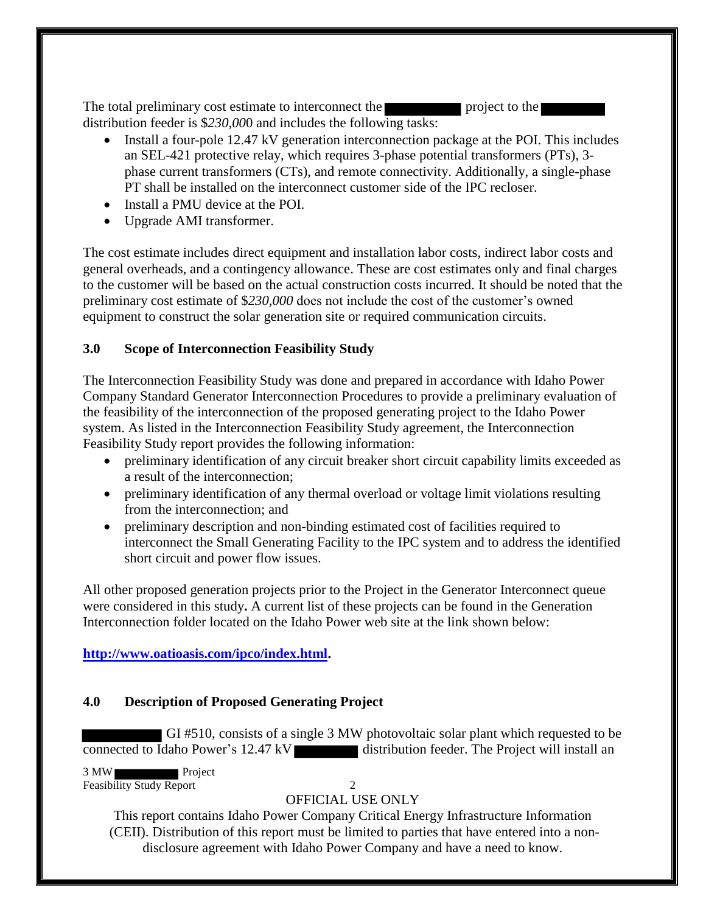The total preliminary cost estimate to interconnect the ██████ project to the ██████ distribution feeder is $*230,00*0 and includes the following tasks:

- Install a four-pole 12.47 kV generation interconnection package at the POI. This includes an SEL-421 protective relay, which requires 3-phase potential transformers (PTs), 3-phase current transformers (CTs), and remote connectivity. Additionally, a single-phase PT shall be installed on the interconnect customer side of the IPC recloser.
- Install a PMU device at the POI.
- Upgrade AMI transformer.

The cost estimate includes direct equipment and installation labor costs, indirect labor costs and general overheads, and a contingency allowance. These are cost estimates only and final charges to the customer will be based on the actual construction costs incurred. It should be noted that the preliminary cost estimate of $*230,000* does not include the cost of the customer's owned equipment to construct the solar generation site or required communication circuits.

## 3.0 Scope of Interconnection Feasibility Study

The Interconnection Feasibility Study was done and prepared in accordance with Idaho Power Company Standard Generator Interconnection Procedures to provide a preliminary evaluation of the feasibility of the interconnection of the proposed generating project to the Idaho Power system. As listed in the Interconnection Feasibility Study agreement, the Interconnection Feasibility Study report provides the following information:

- preliminary identification of any circuit breaker short circuit capability limits exceeded as a result of the interconnection;
- preliminary identification of any thermal overload or voltage limit violations resulting from the interconnection; and
- preliminary description and non-binding estimated cost of facilities required to interconnect the Small Generating Facility to the IPC system and to address the identified short circuit and power flow issues.

All other proposed generation projects prior to the Project in the Generator Interconnect queue were considered in this study**.** A current list of these projects can be found in the Generation Interconnection folder located on the Idaho Power web site at the link shown below:

**http://www.oatioasis.com/ipco/index.html.**

## 4.0 Description of Proposed Generating Project

██████ GI #510, consists of a single 3 MW photovoltaic solar plant which requested to be connected to Idaho Power's 12.47 kV ██████ distribution feeder. The Project will install an

OFFICIAL USE ONLY

This report contains Idaho Power Company Critical Energy Infrastructure Information (CEII). Distribution of this report must be limited to parties that have entered into a non-disclosure agreement with Idaho Power Company and have a need to know.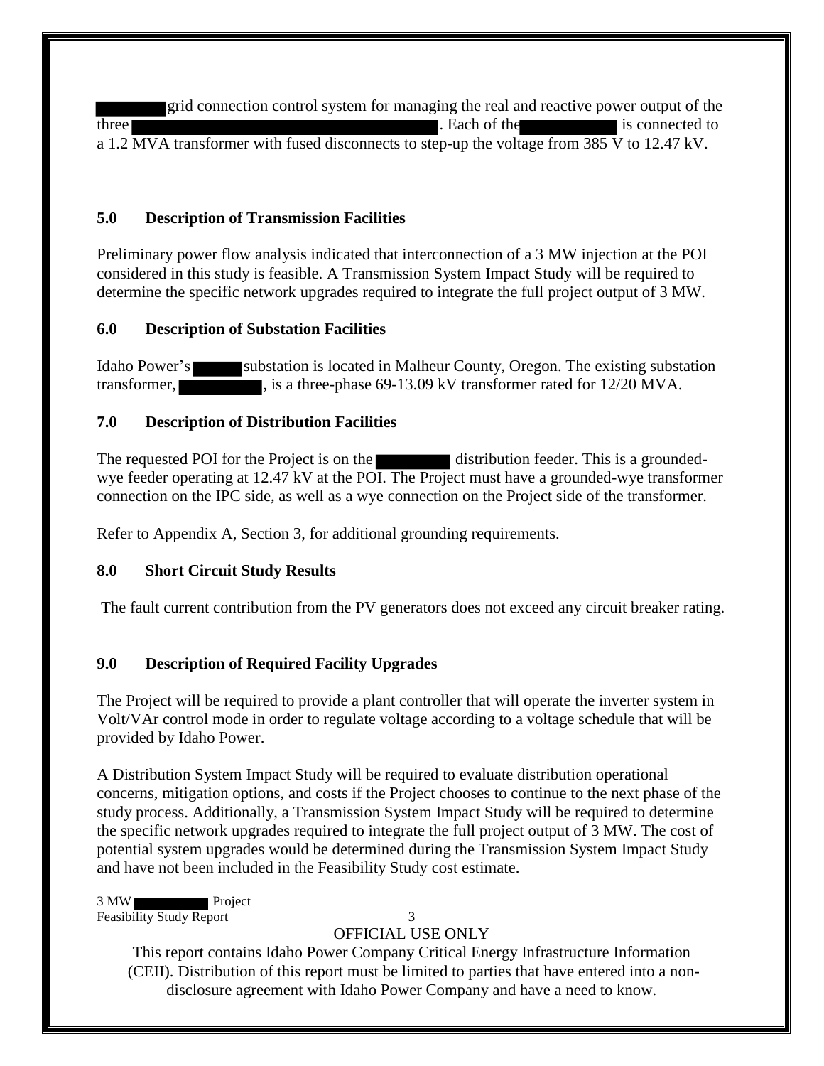grid connection control system for managing the real and reactive power output of the three . Each of the is connected to a 1.2 MVA transformer with fused disconnects to step-up the voltage from 385 V to 12.47 kV.

## 5.0 Description of Transmission Facilities

Preliminary power flow analysis indicated that interconnection of a 3 MW injection at the POI considered in this study is feasible. A Transmission System Impact Study will be required to determine the specific network upgrades required to integrate the full project output of 3 MW.

## 6.0 Description of Substation Facilities

Idaho Power's substation is located in Malheur County, Oregon. The existing substation transformer, , is a three-phase 69-13.09 kV transformer rated for 12/20 MVA.

## 7.0 Description of Distribution Facilities

The requested POI for the Project is on the distribution feeder. This is a grounded-wye feeder operating at 12.47 kV at the POI. The Project must have a grounded-wye transformer connection on the IPC side, as well as a wye connection on the Project side of the transformer.

Refer to Appendix A, Section 3, for additional grounding requirements.

## 8.0 Short Circuit Study Results

The fault current contribution from the PV generators does not exceed any circuit breaker rating.

## 9.0 Description of Required Facility Upgrades

The Project will be required to provide a plant controller that will operate the inverter system in Volt/VAr control mode in order to regulate voltage according to a voltage schedule that will be provided by Idaho Power.

A Distribution System Impact Study will be required to evaluate distribution operational concerns, mitigation options, and costs if the Project chooses to continue to the next phase of the study process. Additionally, a Transmission System Impact Study will be required to determine the specific network upgrades required to integrate the full project output of 3 MW. The cost of potential system upgrades would be determined during the Transmission System Impact Study and have not been included in the Feasibility Study cost estimate.

OFFICIAL USE ONLY

This report contains Idaho Power Company Critical Energy Infrastructure Information (CEII). Distribution of this report must be limited to parties that have entered into a non-disclosure agreement with Idaho Power Company and have a need to know.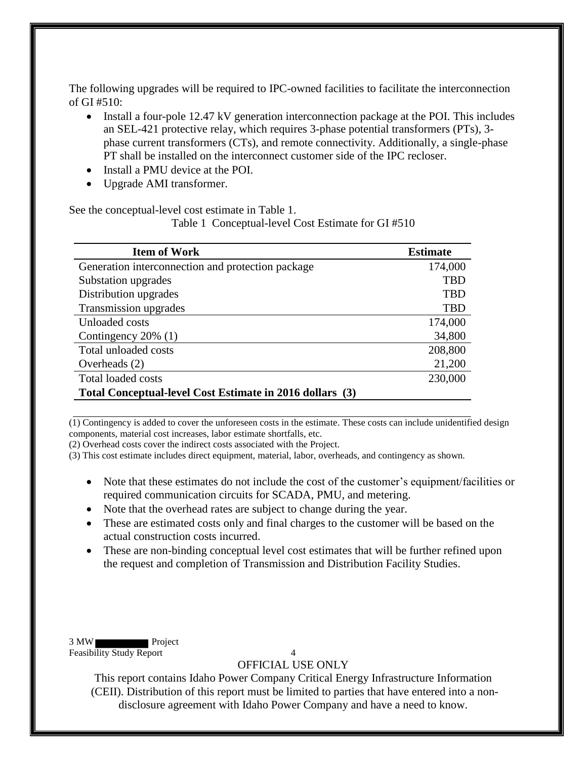The following upgrades will be required to IPC-owned facilities to facilitate the interconnection of GI #510:

- Install a four-pole 12.47 kV generation interconnection package at the POI. This includes an SEL-421 protective relay, which requires 3-phase potential transformers (PTs), 3-phase current transformers (CTs), and remote connectivity. Additionally, a single-phase PT shall be installed on the interconnect customer side of the IPC recloser.
- Install a PMU device at the POI.
- Upgrade AMI transformer.

See the conceptual-level cost estimate in Table 1.

Table 1 Conceptual-level Cost Estimate for GI #510

| Item of Work | Estimate |
|---|---|
| Generation interconnection and protection package | 174,000 |
| Substation upgrades | TBD |
| Distribution upgrades | TBD |
| Transmission upgrades | TBD |
| Unloaded costs | 174,000 |
| Contingency 20% (1) | 34,800 |
| Total unloaded costs | 208,800 |
| Overheads (2) | 21,200 |
| Total loaded costs | 230,000 |
| **Total Conceptual-level Cost Estimate in 2016 dollars (3)** | |

(1) Contingency is added to cover the unforeseen costs in the estimate. These costs can include unidentified design components, material cost increases, labor estimate shortfalls, etc.

(2) Overhead costs cover the indirect costs associated with the Project.

(3) This cost estimate includes direct equipment, material, labor, overheads, and contingency as shown.

- Note that these estimates do not include the cost of the customer's equipment/facilities or required communication circuits for SCADA, PMU, and metering.
- Note that the overhead rates are subject to change during the year.
- These are estimated costs only and final charges to the customer will be based on the actual construction costs incurred.
- These are non-binding conceptual level cost estimates that will be further refined upon the request and completion of Transmission and Distribution Facility Studies.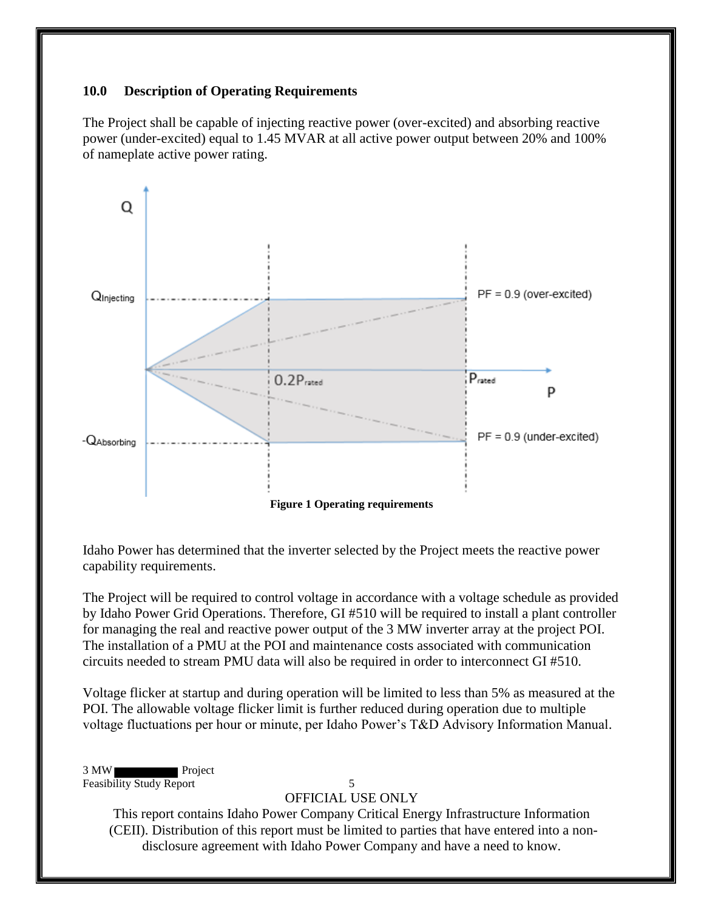## 10.0 Description of Operating Requirements

The Project shall be capable of injecting reactive power (over-excited) and absorbing reactive power (under-excited) equal to 1.45 MVAR at all active power output between 20% and 100% of nameplate active power rating.

**Figure 1 Operating requirements**

Idaho Power has determined that the inverter selected by the Project meets the reactive power capability requirements.

The Project will be required to control voltage in accordance with a voltage schedule as provided by Idaho Power Grid Operations. Therefore, GI #510 will be required to install a plant controller for managing the real and reactive power output of the 3 MW inverter array at the project POI. The installation of a PMU at the POI and maintenance costs associated with communication circuits needed to stream PMU data will also be required in order to interconnect GI #510.

Voltage flicker at startup and during operation will be limited to less than 5% as measured at the POI. The allowable voltage flicker limit is further reduced during operation due to multiple voltage fluctuations per hour or minute, per Idaho Power's T&D Advisory Information Manual.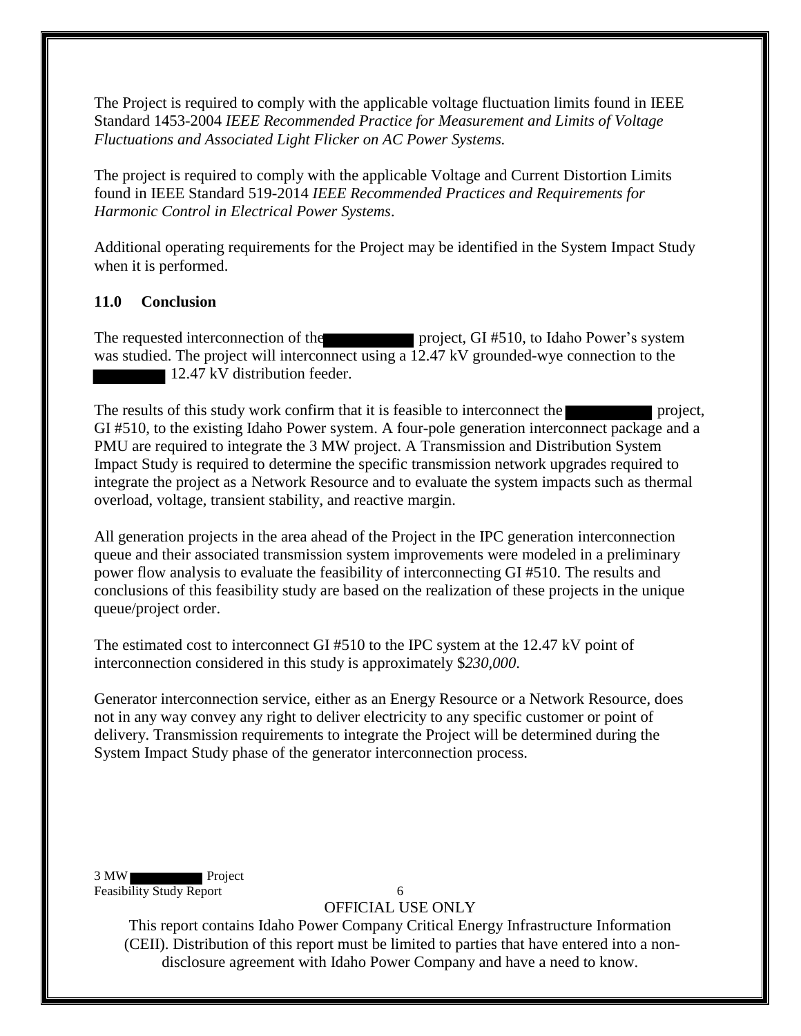The Project is required to comply with the applicable voltage fluctuation limits found in IEEE Standard 1453-2004 *IEEE Recommended Practice for Measurement and Limits of Voltage Fluctuations and Associated Light Flicker on AC Power Systems.*

The project is required to comply with the applicable Voltage and Current Distortion Limits found in IEEE Standard 519-2014 *IEEE Recommended Practices and Requirements for Harmonic Control in Electrical Power Systems*.

Additional operating requirements for the Project may be identified in the System Impact Study when it is performed.

## 11.0 Conclusion

The requested interconnection of the ██████ project, GI #510, to Idaho Power's system was studied. The project will interconnect using a 12.47 kV grounded-wye connection to the ██████ 12.47 kV distribution feeder.

The results of this study work confirm that it is feasible to interconnect the ██████ project, GI #510, to the existing Idaho Power system. A four-pole generation interconnect package and a PMU are required to integrate the 3 MW project. A Transmission and Distribution System Impact Study is required to determine the specific transmission network upgrades required to integrate the project as a Network Resource and to evaluate the system impacts such as thermal overload, voltage, transient stability, and reactive margin.

All generation projects in the area ahead of the Project in the IPC generation interconnection queue and their associated transmission system improvements were modeled in a preliminary power flow analysis to evaluate the feasibility of interconnecting GI #510. The results and conclusions of this feasibility study are based on the realization of these projects in the unique queue/project order.

The estimated cost to interconnect GI #510 to the IPC system at the 12.47 kV point of interconnection considered in this study is approximately $*230,000*.

Generator interconnection service, either as an Energy Resource or a Network Resource, does not in any way convey any right to deliver electricity to any specific customer or point of delivery. Transmission requirements to integrate the Project will be determined during the System Impact Study phase of the generator interconnection process.

OFFICIAL USE ONLY

This report contains Idaho Power Company Critical Energy Infrastructure Information (CEII). Distribution of this report must be limited to parties that have entered into a non-disclosure agreement with Idaho Power Company and have a need to know.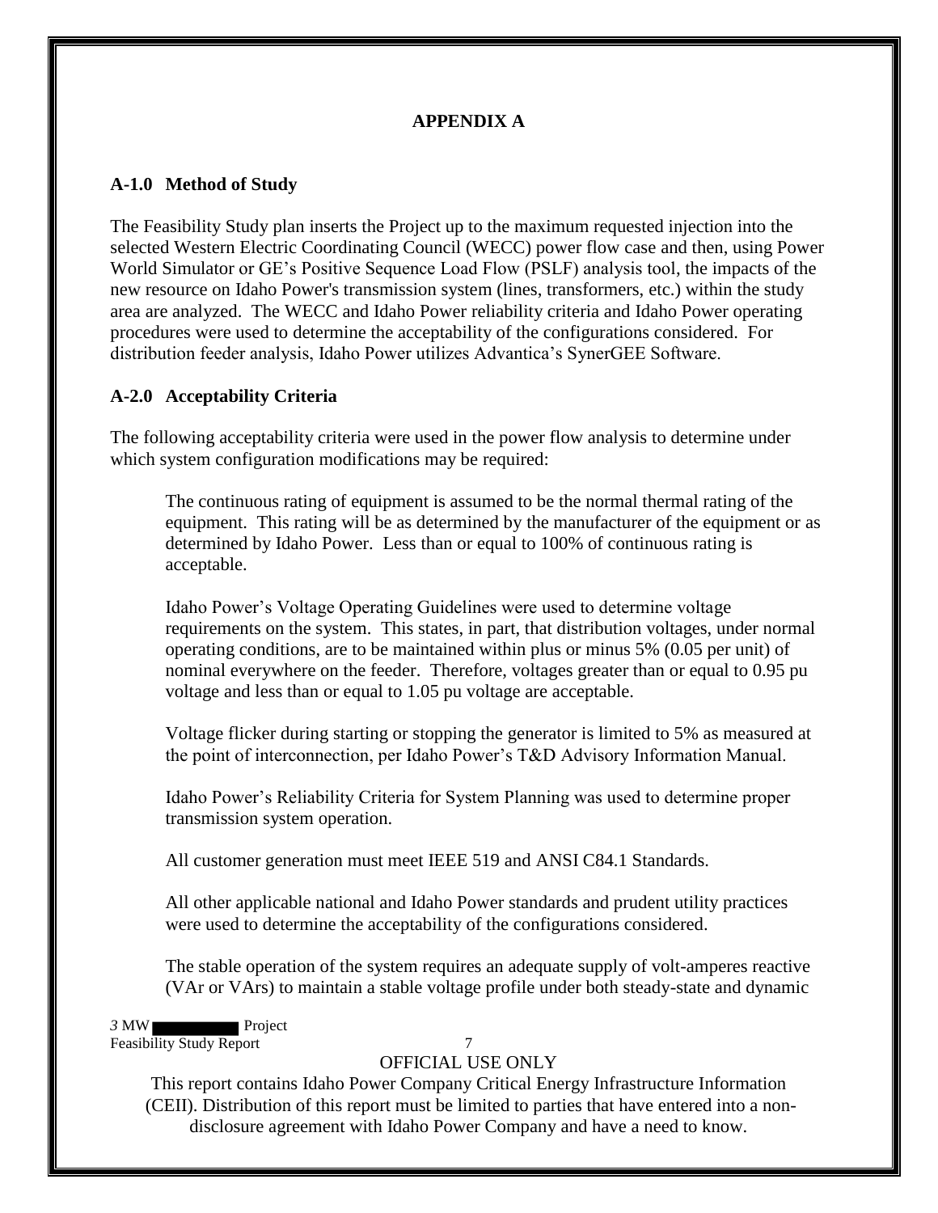## APPENDIX A

### A-1.0 Method of Study

The Feasibility Study plan inserts the Project up to the maximum requested injection into the selected Western Electric Coordinating Council (WECC) power flow case and then, using Power World Simulator or GE's Positive Sequence Load Flow (PSLF) analysis tool, the impacts of the new resource on Idaho Power's transmission system (lines, transformers, etc.) within the study area are analyzed. The WECC and Idaho Power reliability criteria and Idaho Power operating procedures were used to determine the acceptability of the configurations considered. For distribution feeder analysis, Idaho Power utilizes Advantica's SynerGEE Software.

### A-2.0 Acceptability Criteria

The following acceptability criteria were used in the power flow analysis to determine under which system configuration modifications may be required:

The continuous rating of equipment is assumed to be the normal thermal rating of the equipment. This rating will be as determined by the manufacturer of the equipment or as determined by Idaho Power. Less than or equal to 100% of continuous rating is acceptable.

Idaho Power's Voltage Operating Guidelines were used to determine voltage requirements on the system. This states, in part, that distribution voltages, under normal operating conditions, are to be maintained within plus or minus 5% (0.05 per unit) of nominal everywhere on the feeder. Therefore, voltages greater than or equal to 0.95 pu voltage and less than or equal to 1.05 pu voltage are acceptable.

Voltage flicker during starting or stopping the generator is limited to 5% as measured at the point of interconnection, per Idaho Power's T&D Advisory Information Manual.

Idaho Power's Reliability Criteria for System Planning was used to determine proper transmission system operation.

All customer generation must meet IEEE 519 and ANSI C84.1 Standards.

All other applicable national and Idaho Power standards and prudent utility practices were used to determine the acceptability of the configurations considered.

The stable operation of the system requires an adequate supply of volt-amperes reactive (VAr or VArs) to maintain a stable voltage profile under both steady-state and dynamic

OFFICIAL USE ONLY

This report contains Idaho Power Company Critical Energy Infrastructure Information (CEII). Distribution of this report must be limited to parties that have entered into a non-disclosure agreement with Idaho Power Company and have a need to know.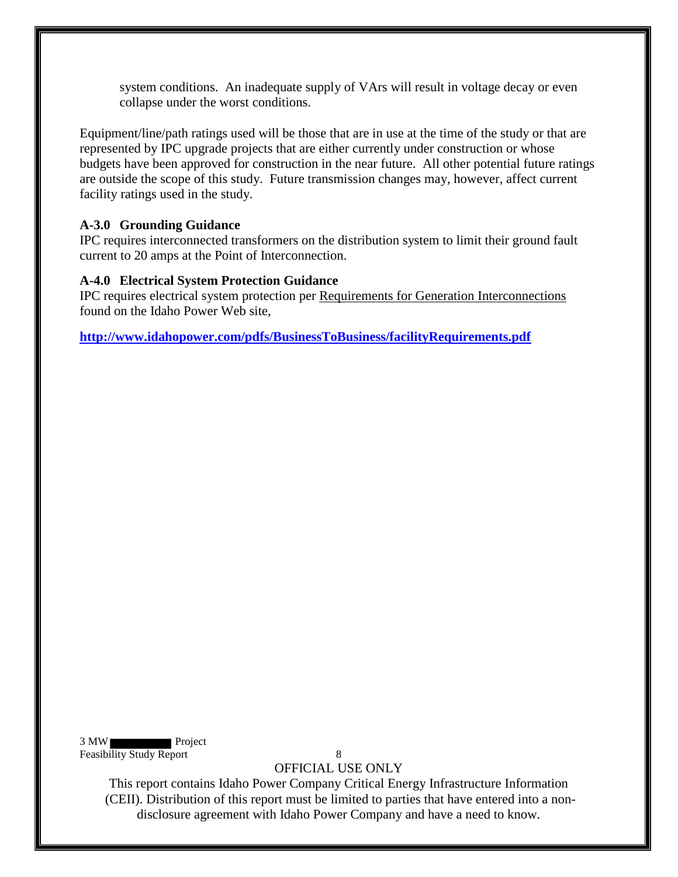system conditions. An inadequate supply of VArs will result in voltage decay or even collapse under the worst conditions.

Equipment/line/path ratings used will be those that are in use at the time of the study or that are represented by IPC upgrade projects that are either currently under construction or whose budgets have been approved for construction in the near future. All other potential future ratings are outside the scope of this study. Future transmission changes may, however, affect current facility ratings used in the study.

**A-3.0 Grounding Guidance**

IPC requires interconnected transformers on the distribution system to limit their ground fault current to 20 amps at the Point of Interconnection.

**A-4.0 Electrical System Protection Guidance**

IPC requires electrical system protection per Requirements for Generation Interconnections found on the Idaho Power Web site,

**http://www.idahopower.com/pdfs/BusinessToBusiness/facilityRequirements.pdf**

OFFICIAL USE ONLY

This report contains Idaho Power Company Critical Energy Infrastructure Information (CEII). Distribution of this report must be limited to parties that have entered into a non-disclosure agreement with Idaho Power Company and have a need to know.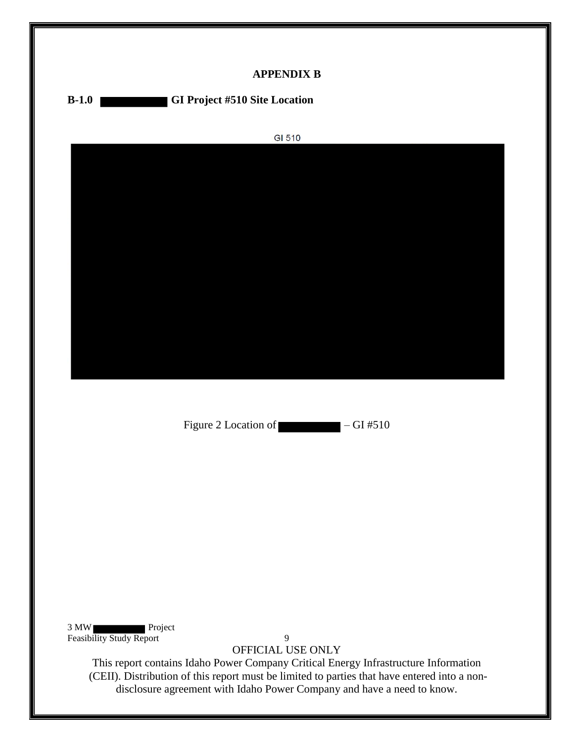## APPENDIX B

### B-1.0 GI Project #510 Site Location

GI 510

Figure 2 Location of – GI #510

OFFICIAL USE ONLY

This report contains Idaho Power Company Critical Energy Infrastructure Information (CEII). Distribution of this report must be limited to parties that have entered into a non-disclosure agreement with Idaho Power Company and have a need to know.